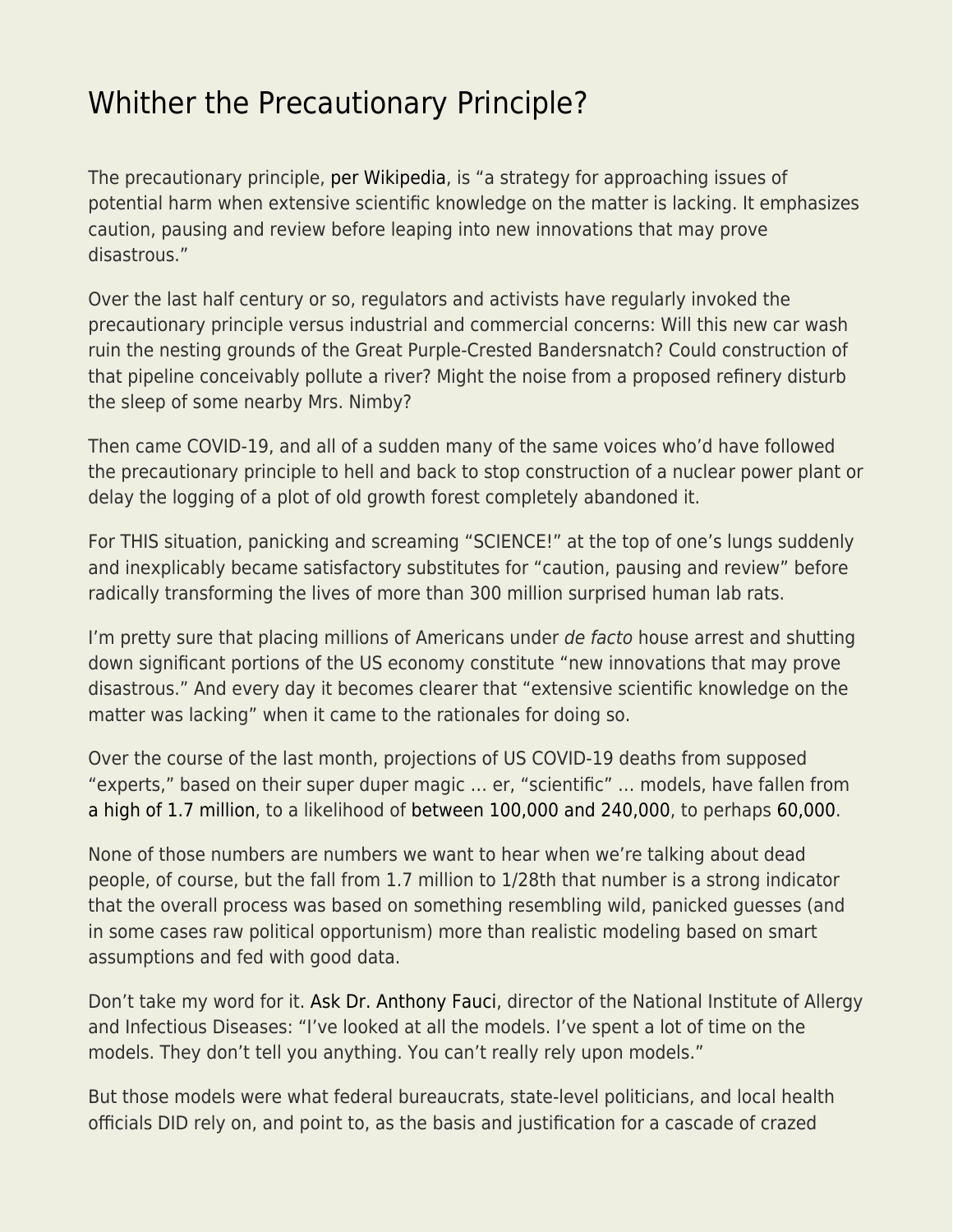# Whither the Precautionary Principle?

The precautionary principle, per Wikipedia, is "a strategy for approaching issues of potential harm when extensive scientific knowledge on the matter is lacking. It emphasizes caution, pausing and review before leaping into new innovations that may prove disastrous."

Over the last half century or so, regulators and activists have regularly invoked the precautionary principle versus industrial and commercial concerns: Will this new car wash ruin the nesting grounds of the Great Purple-Crested Bandersnatch? Could construction of that pipeline conceivably pollute a river? Might the noise from a proposed refinery disturb the sleep of some nearby Mrs. Nimby?

Then came COVID-19, and all of a sudden many of the same voices who'd have followed the precautionary principle to hell and back to stop construction of a nuclear power plant or delay the logging of a plot of old growth forest completely abandoned it.

For THIS situation, panicking and screaming "SCIENCE!" at the top of one's lungs suddenly and inexplicably became satisfactory substitutes for "caution, pausing and review" before radically transforming the lives of more than 300 million surprised human lab rats.

I'm pretty sure that placing millions of Americans under *de facto* house arrest and shutting down significant portions of the US economy constitute "new innovations that may prove disastrous." And every day it becomes clearer that "extensive scientific knowledge on the matter was lacking" when it came to the rationales for doing so.

Over the course of the last month, projections of US COVID-19 deaths from supposed "experts," based on their super duper magic … er, "scientific" … models, have fallen from a high of 1.7 million, to a likelihood of between 100,000 and 240,000, to perhaps 60,000.

None of those numbers are numbers we want to hear when we're talking about dead people, of course, but the fall from 1.7 million to 1/28th that number is a strong indicator that the overall process was based on something resembling wild, panicked guesses (and in some cases raw political opportunism) more than realistic modeling based on smart assumptions and fed with good data.

Don't take my word for it. Ask Dr. Anthony Fauci, director of the National Institute of Allergy and Infectious Diseases: "I've looked at all the models. I've spent a lot of time on the models. They don't tell you anything. You can't really rely upon models."

But those models were what federal bureaucrats, state-level politicians, and local health officials DID rely on, and point to, as the basis and justification for a cascade of crazed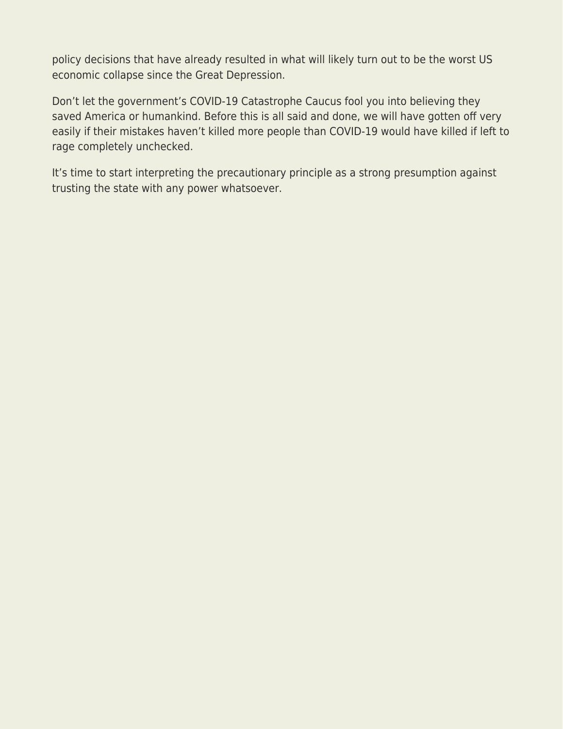policy decisions that have already resulted in what will likely turn out to be the worst US economic collapse since the Great Depression.

Don't let the government's COVID-19 Catastrophe Caucus fool you into believing they saved America or humankind. Before this is all said and done, we will have gotten off very easily if their mistakes haven't killed more people than COVID-19 would have killed if left to rage completely unchecked.

It's time to start interpreting the precautionary principle as a strong presumption against trusting the state with any power whatsoever.